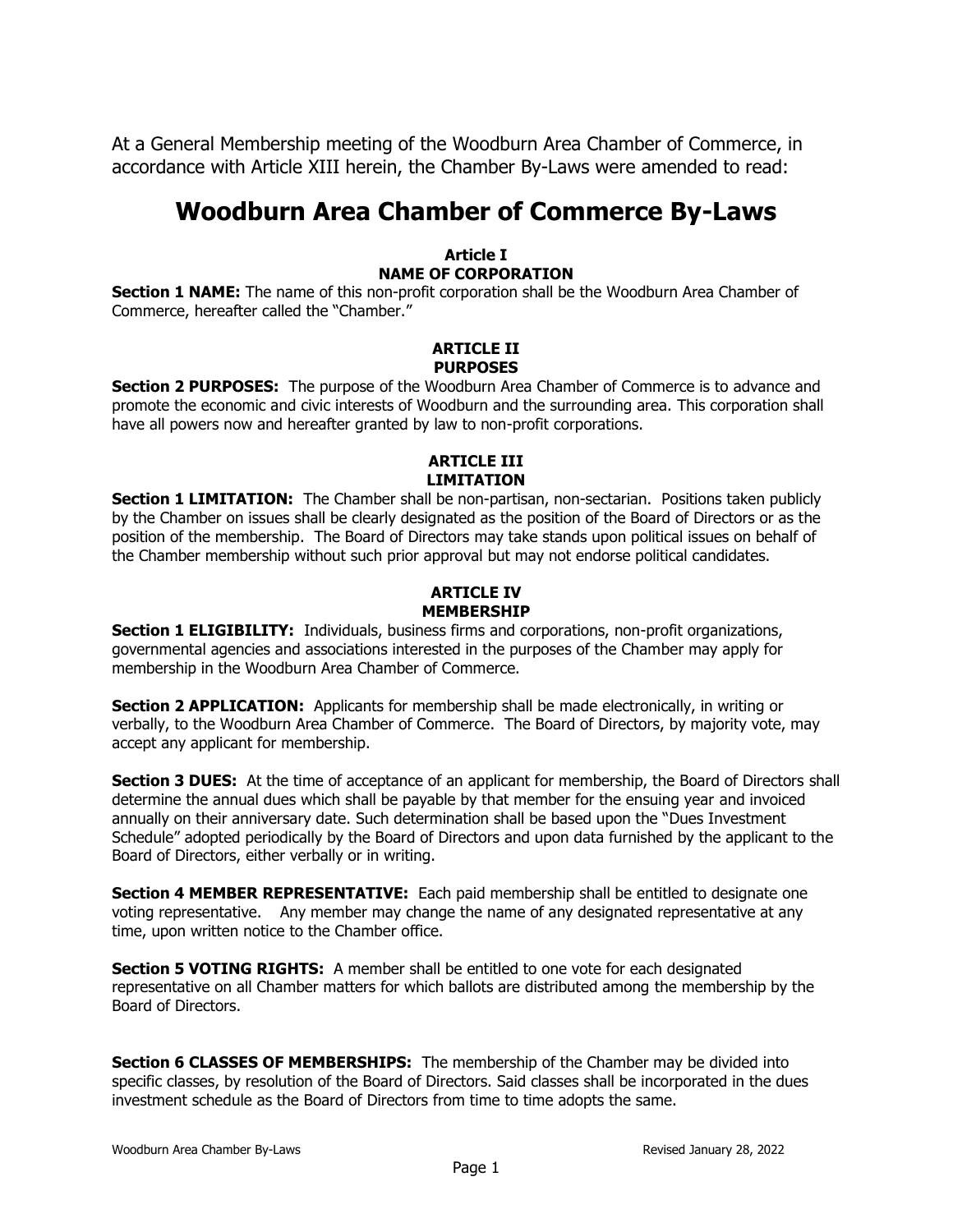At a General Membership meeting of the Woodburn Area Chamber of Commerce, in accordance with Article XIII herein, the Chamber By-Laws were amended to read:

# Woodburn Area Chamber of Commerce By-Laws

### Article I
### NAME OF CORPORATION

**Section 1 NAME:** The name of this non-profit corporation shall be the Woodburn Area Chamber of Commerce, hereafter called the "Chamber."

### ARTICLE II
### PURPOSES

**Section 2 PURPOSES:** The purpose of the Woodburn Area Chamber of Commerce is to advance and promote the economic and civic interests of Woodburn and the surrounding area. This corporation shall have all powers now and hereafter granted by law to non-profit corporations.

### ARTICLE III
### LIMITATION

**Section 1 LIMITATION:** The Chamber shall be non-partisan, non-sectarian. Positions taken publicly by the Chamber on issues shall be clearly designated as the position of the Board of Directors or as the position of the membership. The Board of Directors may take stands upon political issues on behalf of the Chamber membership without such prior approval but may not endorse political candidates.

### ARTICLE IV
### MEMBERSHIP

**Section 1 ELIGIBILITY:** Individuals, business firms and corporations, non-profit organizations, governmental agencies and associations interested in the purposes of the Chamber may apply for membership in the Woodburn Area Chamber of Commerce.

**Section 2 APPLICATION:** Applicants for membership shall be made electronically, in writing or verbally, to the Woodburn Area Chamber of Commerce. The Board of Directors, by majority vote, may accept any applicant for membership.

**Section 3 DUES:** At the time of acceptance of an applicant for membership, the Board of Directors shall determine the annual dues which shall be payable by that member for the ensuing year and invoiced annually on their anniversary date. Such determination shall be based upon the "Dues Investment Schedule" adopted periodically by the Board of Directors and upon data furnished by the applicant to the Board of Directors, either verbally or in writing.

**Section 4 MEMBER REPRESENTATIVE:** Each paid membership shall be entitled to designate one voting representative. Any member may change the name of any designated representative at any time, upon written notice to the Chamber office.

**Section 5 VOTING RIGHTS:** A member shall be entitled to one vote for each designated representative on all Chamber matters for which ballots are distributed among the membership by the Board of Directors.

**Section 6 CLASSES OF MEMBERSHIPS:** The membership of the Chamber may be divided into specific classes, by resolution of the Board of Directors. Said classes shall be incorporated in the dues investment schedule as the Board of Directors from time to time adopts the same.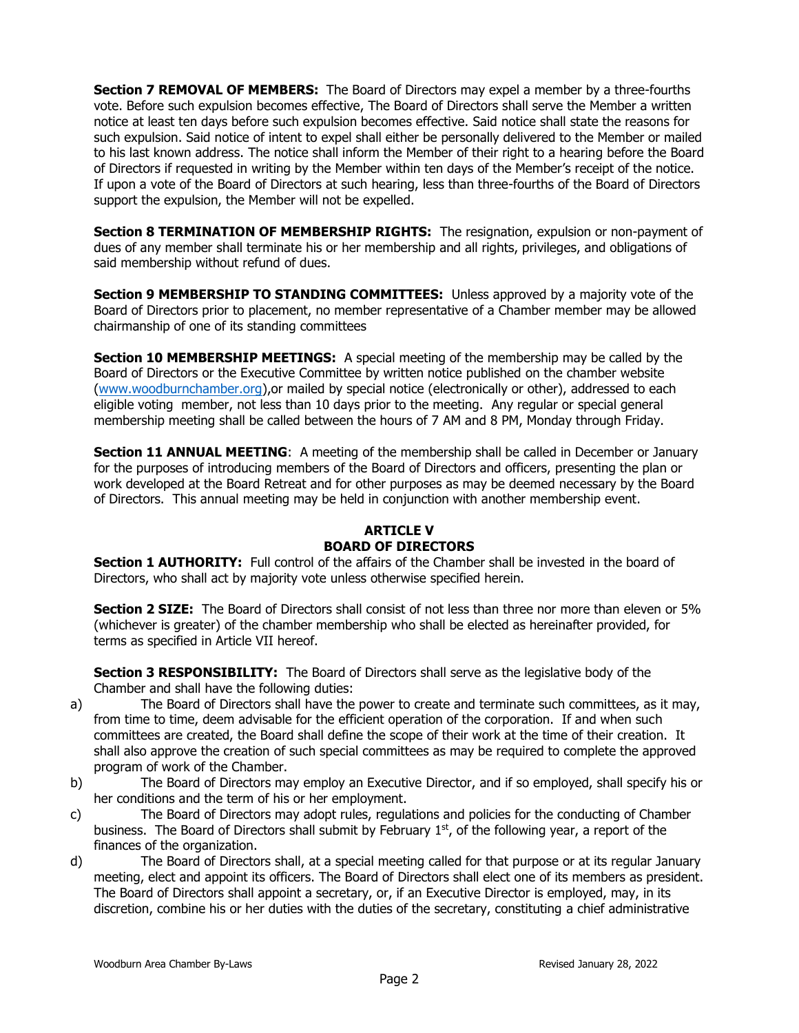**Section 7 REMOVAL OF MEMBERS:** The Board of Directors may expel a member by a three-fourths vote. Before such expulsion becomes effective, The Board of Directors shall serve the Member a written notice at least ten days before such expulsion becomes effective. Said notice shall state the reasons for such expulsion. Said notice of intent to expel shall either be personally delivered to the Member or mailed to his last known address. The notice shall inform the Member of their right to a hearing before the Board of Directors if requested in writing by the Member within ten days of the Member's receipt of the notice. If upon a vote of the Board of Directors at such hearing, less than three-fourths of the Board of Directors support the expulsion, the Member will not be expelled.

**Section 8 TERMINATION OF MEMBERSHIP RIGHTS:** The resignation, expulsion or non-payment of dues of any member shall terminate his or her membership and all rights, privileges, and obligations of said membership without refund of dues.

**Section 9 MEMBERSHIP TO STANDING COMMITTEES:** Unless approved by a majority vote of the Board of Directors prior to placement, no member representative of a Chamber member may be allowed chairmanship of one of its standing committees

**Section 10 MEMBERSHIP MEETINGS:** A special meeting of the membership may be called by the Board of Directors or the Executive Committee by written notice published on the chamber website (www.woodburnchamber.org),or mailed by special notice (electronically or other), addressed to each eligible voting member, not less than 10 days prior to the meeting. Any regular or special general membership meeting shall be called between the hours of 7 AM and 8 PM, Monday through Friday.

**Section 11 ANNUAL MEETING**: A meeting of the membership shall be called in December or January for the purposes of introducing members of the Board of Directors and officers, presenting the plan or work developed at the Board Retreat and for other purposes as may be deemed necessary by the Board of Directors. This annual meeting may be held in conjunction with another membership event.

## ARTICLE V
## BOARD OF DIRECTORS

**Section 1 AUTHORITY:** Full control of the affairs of the Chamber shall be invested in the board of Directors, who shall act by majority vote unless otherwise specified herein.

**Section 2 SIZE:** The Board of Directors shall consist of not less than three nor more than eleven or 5% (whichever is greater) of the chamber membership who shall be elected as hereinafter provided, for terms as specified in Article VII hereof.

**Section 3 RESPONSIBILITY:** The Board of Directors shall serve as the legislative body of the Chamber and shall have the following duties:

a) The Board of Directors shall have the power to create and terminate such committees, as it may, from time to time, deem advisable for the efficient operation of the corporation. If and when such committees are created, the Board shall define the scope of their work at the time of their creation. It shall also approve the creation of such special committees as may be required to complete the approved program of work of the Chamber.

b) The Board of Directors may employ an Executive Director, and if so employed, shall specify his or her conditions and the term of his or her employment.

c) The Board of Directors may adopt rules, regulations and policies for the conducting of Chamber business. The Board of Directors shall submit by February 1st, of the following year, a report of the finances of the organization.

d) The Board of Directors shall, at a special meeting called for that purpose or at its regular January meeting, elect and appoint its officers. The Board of Directors shall elect one of its members as president. The Board of Directors shall appoint a secretary, or, if an Executive Director is employed, may, in its discretion, combine his or her duties with the duties of the secretary, constituting a chief administrative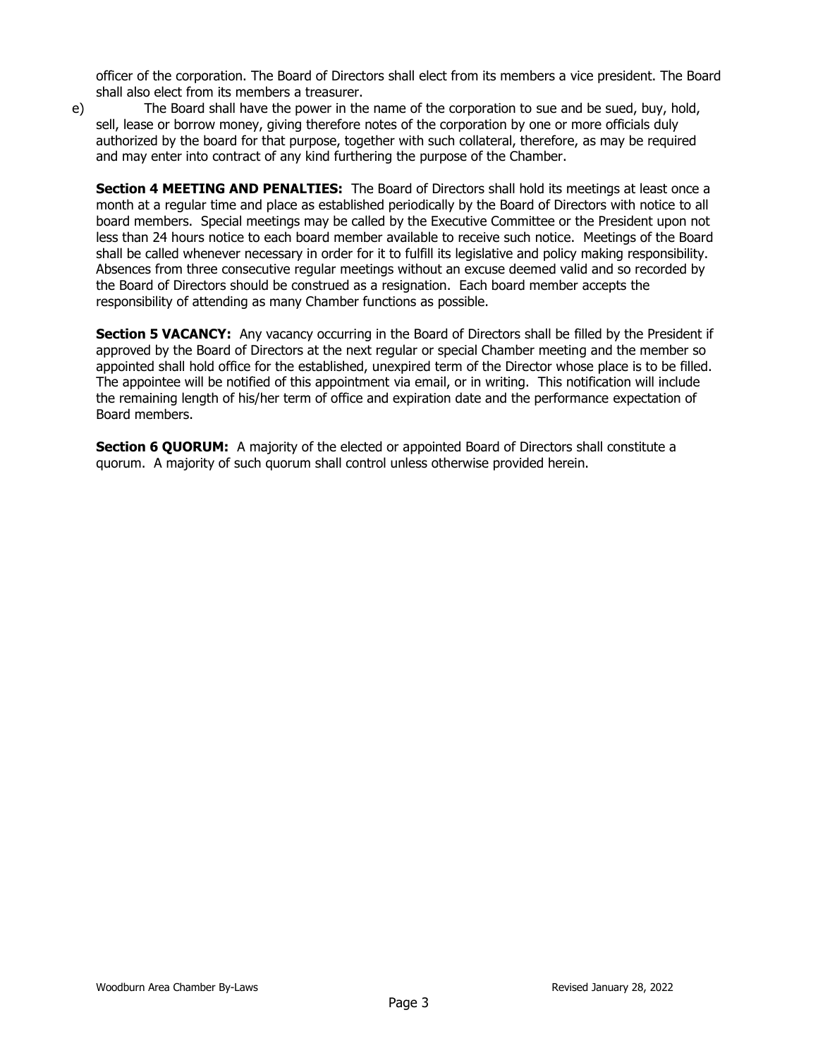officer of the corporation. The Board of Directors shall elect from its members a vice president. The Board shall also elect from its members a treasurer.

e) The Board shall have the power in the name of the corporation to sue and be sued, buy, hold, sell, lease or borrow money, giving therefore notes of the corporation by one or more officials duly authorized by the board for that purpose, together with such collateral, therefore, as may be required and may enter into contract of any kind furthering the purpose of the Chamber.

**Section 4 MEETING AND PENALTIES:** The Board of Directors shall hold its meetings at least once a month at a regular time and place as established periodically by the Board of Directors with notice to all board members. Special meetings may be called by the Executive Committee or the President upon not less than 24 hours notice to each board member available to receive such notice. Meetings of the Board shall be called whenever necessary in order for it to fulfill its legislative and policy making responsibility. Absences from three consecutive regular meetings without an excuse deemed valid and so recorded by the Board of Directors should be construed as a resignation. Each board member accepts the responsibility of attending as many Chamber functions as possible.

**Section 5 VACANCY:** Any vacancy occurring in the Board of Directors shall be filled by the President if approved by the Board of Directors at the next regular or special Chamber meeting and the member so appointed shall hold office for the established, unexpired term of the Director whose place is to be filled. The appointee will be notified of this appointment via email, or in writing. This notification will include the remaining length of his/her term of office and expiration date and the performance expectation of Board members.

**Section 6 QUORUM:** A majority of the elected or appointed Board of Directors shall constitute a quorum. A majority of such quorum shall control unless otherwise provided herein.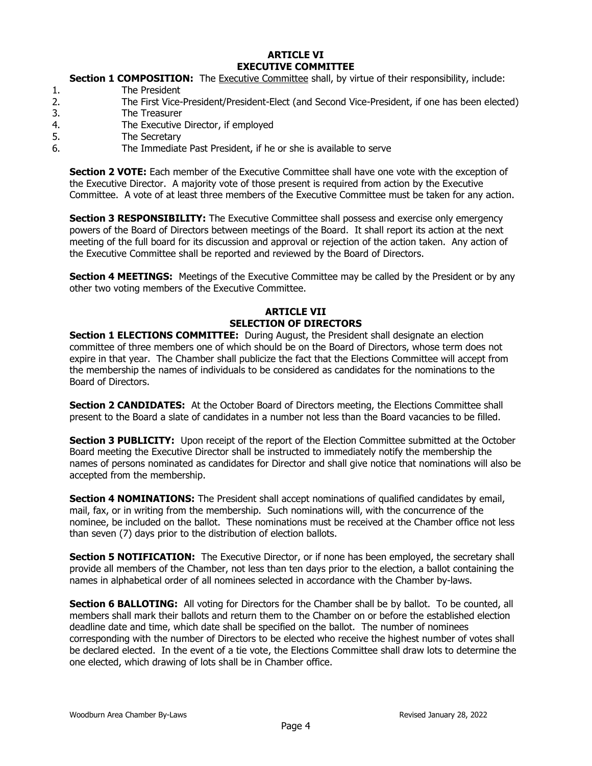## ARTICLE VI
## EXECUTIVE COMMITTEE

**Section 1 COMPOSITION:** The Executive Committee shall, by virtue of their responsibility, include:

1. The President
2. The First Vice-President/President-Elect (and Second Vice-President, if one has been elected)
3. The Treasurer
4. The Executive Director, if employed
5. The Secretary
6. The Immediate Past President, if he or she is available to serve

**Section 2 VOTE:** Each member of the Executive Committee shall have one vote with the exception of the Executive Director. A majority vote of those present is required from action by the Executive Committee. A vote of at least three members of the Executive Committee must be taken for any action.

**Section 3 RESPONSIBILITY:** The Executive Committee shall possess and exercise only emergency powers of the Board of Directors between meetings of the Board. It shall report its action at the next meeting of the full board for its discussion and approval or rejection of the action taken. Any action of the Executive Committee shall be reported and reviewed by the Board of Directors.

**Section 4 MEETINGS:** Meetings of the Executive Committee may be called by the President or by any other two voting members of the Executive Committee.

## ARTICLE VII
## SELECTION OF DIRECTORS

**Section 1 ELECTIONS COMMITTEE:** During August, the President shall designate an election committee of three members one of which should be on the Board of Directors, whose term does not expire in that year. The Chamber shall publicize the fact that the Elections Committee will accept from the membership the names of individuals to be considered as candidates for the nominations to the Board of Directors.

**Section 2 CANDIDATES:** At the October Board of Directors meeting, the Elections Committee shall present to the Board a slate of candidates in a number not less than the Board vacancies to be filled.

**Section 3 PUBLICITY:** Upon receipt of the report of the Election Committee submitted at the October Board meeting the Executive Director shall be instructed to immediately notify the membership the names of persons nominated as candidates for Director and shall give notice that nominations will also be accepted from the membership.

**Section 4 NOMINATIONS:** The President shall accept nominations of qualified candidates by email, mail, fax, or in writing from the membership. Such nominations will, with the concurrence of the nominee, be included on the ballot. These nominations must be received at the Chamber office not less than seven (7) days prior to the distribution of election ballots.

**Section 5 NOTIFICATION:** The Executive Director, or if none has been employed, the secretary shall provide all members of the Chamber, not less than ten days prior to the election, a ballot containing the names in alphabetical order of all nominees selected in accordance with the Chamber by-laws.

**Section 6 BALLOTING:** All voting for Directors for the Chamber shall be by ballot. To be counted, all members shall mark their ballots and return them to the Chamber on or before the established election deadline date and time, which date shall be specified on the ballot. The number of nominees corresponding with the number of Directors to be elected who receive the highest number of votes shall be declared elected. In the event of a tie vote, the Elections Committee shall draw lots to determine the one elected, which drawing of lots shall be in Chamber office.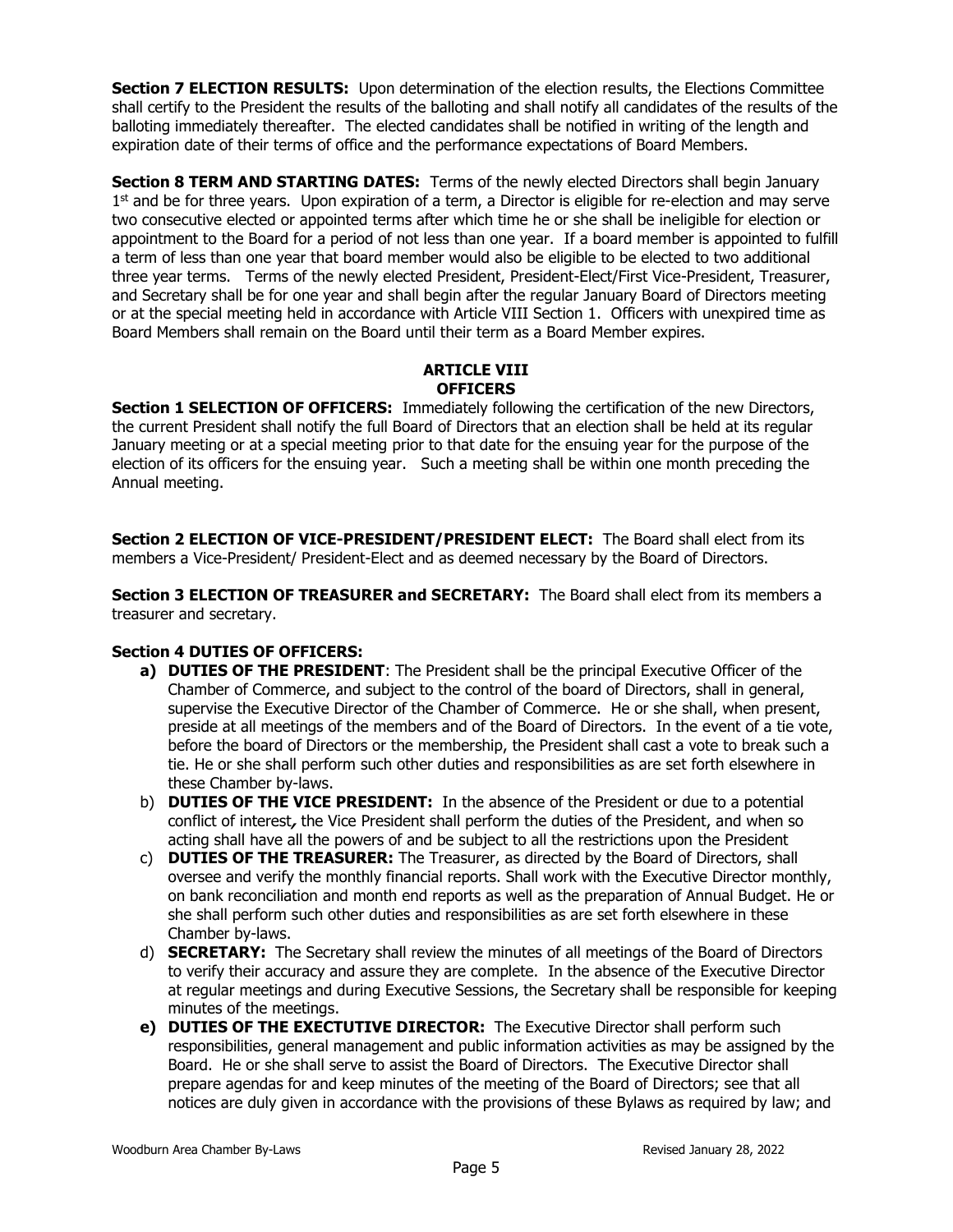**Section 7 ELECTION RESULTS:** Upon determination of the election results, the Elections Committee shall certify to the President the results of the balloting and shall notify all candidates of the results of the balloting immediately thereafter. The elected candidates shall be notified in writing of the length and expiration date of their terms of office and the performance expectations of Board Members.

**Section 8 TERM AND STARTING DATES:** Terms of the newly elected Directors shall begin January 1st and be for three years. Upon expiration of a term, a Director is eligible for re-election and may serve two consecutive elected or appointed terms after which time he or she shall be ineligible for election or appointment to the Board for a period of not less than one year. If a board member is appointed to fulfill a term of less than one year that board member would also be eligible to be elected to two additional three year terms. Terms of the newly elected President, President-Elect/First Vice-President, Treasurer, and Secretary shall be for one year and shall begin after the regular January Board of Directors meeting or at the special meeting held in accordance with Article VIII Section 1. Officers with unexpired time as Board Members shall remain on the Board until their term as a Board Member expires.

## ARTICLE VIII
## OFFICERS

**Section 1 SELECTION OF OFFICERS:** Immediately following the certification of the new Directors, the current President shall notify the full Board of Directors that an election shall be held at its regular January meeting or at a special meeting prior to that date for the ensuing year for the purpose of the election of its officers for the ensuing year. Such a meeting shall be within one month preceding the Annual meeting.

**Section 2 ELECTION OF VICE-PRESIDENT/PRESIDENT ELECT:** The Board shall elect from its members a Vice-President/ President-Elect and as deemed necessary by the Board of Directors.

**Section 3 ELECTION OF TREASURER and SECRETARY:** The Board shall elect from its members a treasurer and secretary.

**Section 4 DUTIES OF OFFICERS:**

a) **DUTIES OF THE PRESIDENT**: The President shall be the principal Executive Officer of the Chamber of Commerce, and subject to the control of the board of Directors, shall in general, supervise the Executive Director of the Chamber of Commerce. He or she shall, when present, preside at all meetings of the members and of the Board of Directors. In the event of a tie vote, before the board of Directors or the membership, the President shall cast a vote to break such a tie. He or she shall perform such other duties and responsibilities as are set forth elsewhere in these Chamber by-laws.

b) **DUTIES OF THE VICE PRESIDENT:** In the absence of the President or due to a potential conflict of interest, the Vice President shall perform the duties of the President, and when so acting shall have all the powers of and be subject to all the restrictions upon the President

c) **DUTIES OF THE TREASURER:** The Treasurer, as directed by the Board of Directors, shall oversee and verify the monthly financial reports. Shall work with the Executive Director monthly, on bank reconciliation and month end reports as well as the preparation of Annual Budget. He or she shall perform such other duties and responsibilities as are set forth elsewhere in these Chamber by-laws.

d) **SECRETARY:** The Secretary shall review the minutes of all meetings of the Board of Directors to verify their accuracy and assure they are complete. In the absence of the Executive Director at regular meetings and during Executive Sessions, the Secretary shall be responsible for keeping minutes of the meetings.

e) **DUTIES OF THE EXECTUTIVE DIRECTOR:** The Executive Director shall perform such responsibilities, general management and public information activities as may be assigned by the Board. He or she shall serve to assist the Board of Directors. The Executive Director shall prepare agendas for and keep minutes of the meeting of the Board of Directors; see that all notices are duly given in accordance with the provisions of these Bylaws as required by law; and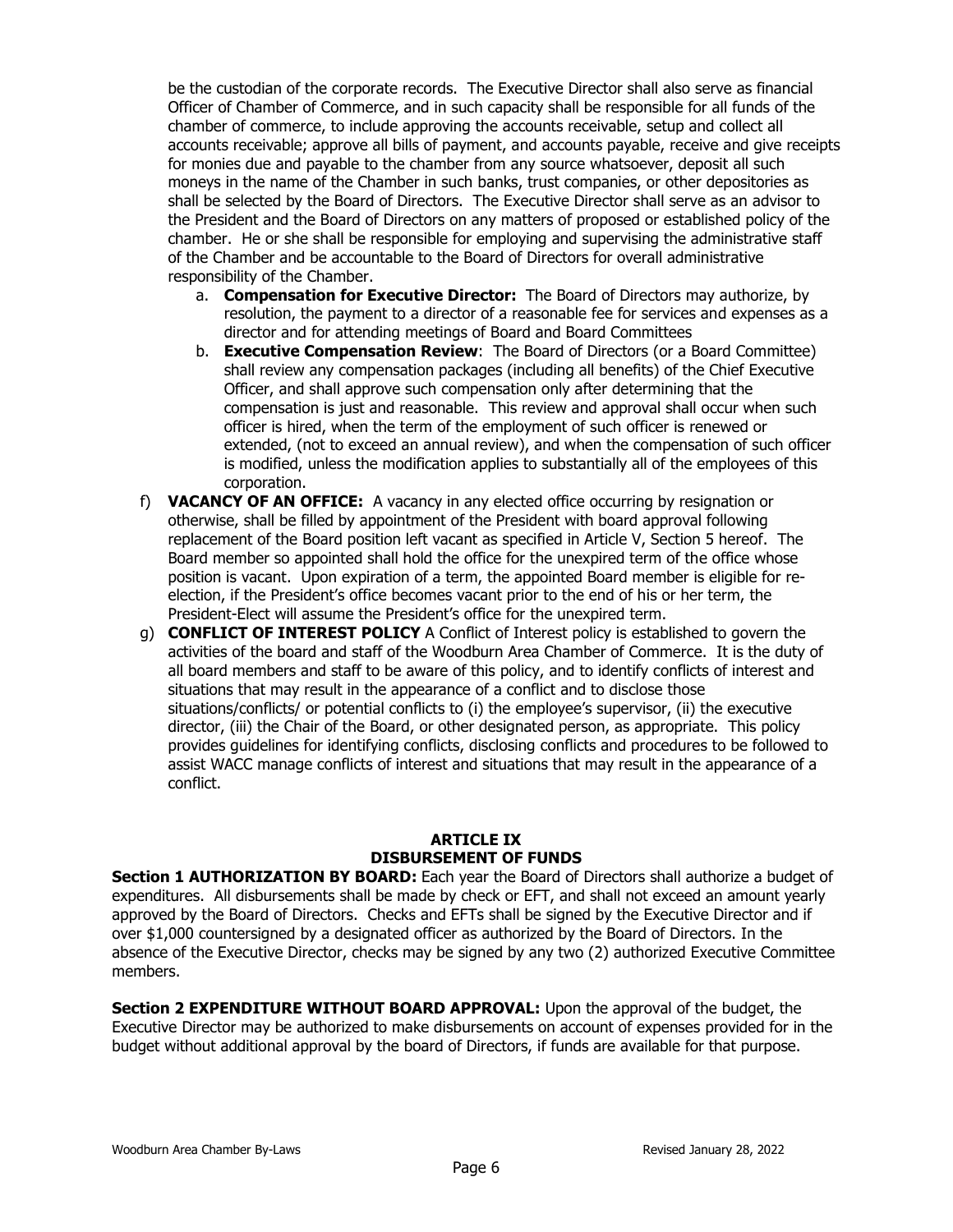be the custodian of the corporate records. The Executive Director shall also serve as financial Officer of Chamber of Commerce, and in such capacity shall be responsible for all funds of the chamber of commerce, to include approving the accounts receivable, setup and collect all accounts receivable; approve all bills of payment, and accounts payable, receive and give receipts for monies due and payable to the chamber from any source whatsoever, deposit all such moneys in the name of the Chamber in such banks, trust companies, or other depositories as shall be selected by the Board of Directors. The Executive Director shall serve as an advisor to the President and the Board of Directors on any matters of proposed or established policy of the chamber. He or she shall be responsible for employing and supervising the administrative staff of the Chamber and be accountable to the Board of Directors for overall administrative responsibility of the Chamber.

a. **Compensation for Executive Director:** The Board of Directors may authorize, by resolution, the payment to a director of a reasonable fee for services and expenses as a director and for attending meetings of Board and Board Committees
b. **Executive Compensation Review**: The Board of Directors (or a Board Committee) shall review any compensation packages (including all benefits) of the Chief Executive Officer, and shall approve such compensation only after determining that the compensation is just and reasonable. This review and approval shall occur when such officer is hired, when the term of the employment of such officer is renewed or extended, (not to exceed an annual review), and when the compensation of such officer is modified, unless the modification applies to substantially all of the employees of this corporation.

f) **VACANCY OF AN OFFICE:** A vacancy in any elected office occurring by resignation or otherwise, shall be filled by appointment of the President with board approval following replacement of the Board position left vacant as specified in Article V, Section 5 hereof. The Board member so appointed shall hold the office for the unexpired term of the office whose position is vacant. Upon expiration of a term, the appointed Board member is eligible for re-election, if the President's office becomes vacant prior to the end of his or her term, the President-Elect will assume the President's office for the unexpired term.

g) **CONFLICT OF INTEREST POLICY** A Conflict of Interest policy is established to govern the activities of the board and staff of the Woodburn Area Chamber of Commerce. It is the duty of all board members and staff to be aware of this policy, and to identify conflicts of interest and situations that may result in the appearance of a conflict and to disclose those situations/conflicts/ or potential conflicts to (i) the employee's supervisor, (ii) the executive director, (iii) the Chair of the Board, or other designated person, as appropriate. This policy provides guidelines for identifying conflicts, disclosing conflicts and procedures to be followed to assist WACC manage conflicts of interest and situations that may result in the appearance of a conflict.

## ARTICLE IX
## DISBURSEMENT OF FUNDS

**Section 1 AUTHORIZATION BY BOARD:** Each year the Board of Directors shall authorize a budget of expenditures. All disbursements shall be made by check or EFT, and shall not exceed an amount yearly approved by the Board of Directors. Checks and EFTs shall be signed by the Executive Director and if over $1,000 countersigned by a designated officer as authorized by the Board of Directors. In the absence of the Executive Director, checks may be signed by any two (2) authorized Executive Committee members.

**Section 2 EXPENDITURE WITHOUT BOARD APPROVAL:** Upon the approval of the budget, the Executive Director may be authorized to make disbursements on account of expenses provided for in the budget without additional approval by the board of Directors, if funds are available for that purpose.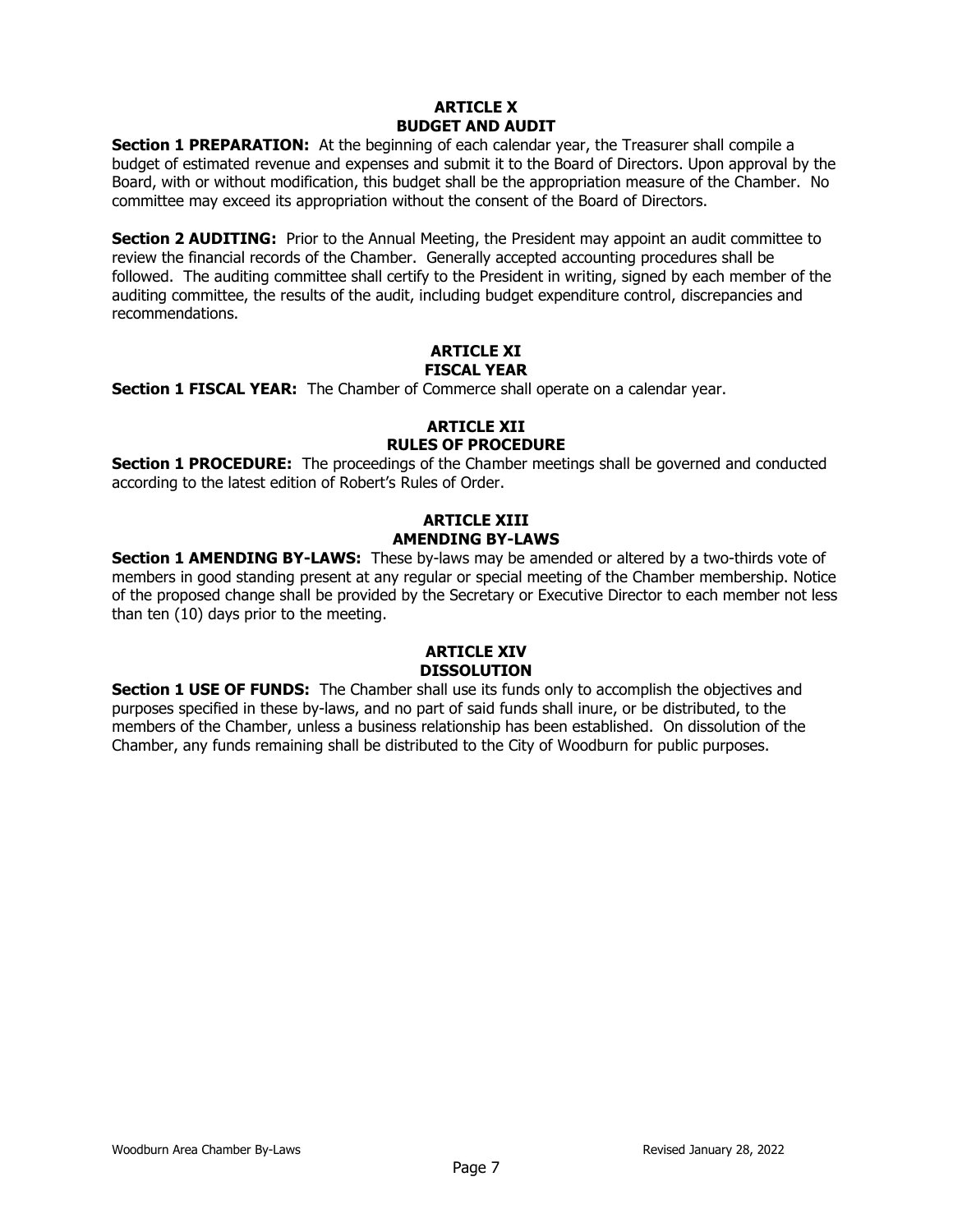## ARTICLE X
## BUDGET AND AUDIT

**Section 1 PREPARATION:** At the beginning of each calendar year, the Treasurer shall compile a budget of estimated revenue and expenses and submit it to the Board of Directors. Upon approval by the Board, with or without modification, this budget shall be the appropriation measure of the Chamber. No committee may exceed its appropriation without the consent of the Board of Directors.

**Section 2 AUDITING:** Prior to the Annual Meeting, the President may appoint an audit committee to review the financial records of the Chamber. Generally accepted accounting procedures shall be followed. The auditing committee shall certify to the President in writing, signed by each member of the auditing committee, the results of the audit, including budget expenditure control, discrepancies and recommendations.

## ARTICLE XI
## FISCAL YEAR

**Section 1 FISCAL YEAR:** The Chamber of Commerce shall operate on a calendar year.

## ARTICLE XII
## RULES OF PROCEDURE

**Section 1 PROCEDURE:** The proceedings of the Chamber meetings shall be governed and conducted according to the latest edition of Robert's Rules of Order.

## ARTICLE XIII
## AMENDING BY-LAWS

**Section 1 AMENDING BY-LAWS:** These by-laws may be amended or altered by a two-thirds vote of members in good standing present at any regular or special meeting of the Chamber membership. Notice of the proposed change shall be provided by the Secretary or Executive Director to each member not less than ten (10) days prior to the meeting.

## ARTICLE XIV
## DISSOLUTION

**Section 1 USE OF FUNDS:** The Chamber shall use its funds only to accomplish the objectives and purposes specified in these by-laws, and no part of said funds shall inure, or be distributed, to the members of the Chamber, unless a business relationship has been established. On dissolution of the Chamber, any funds remaining shall be distributed to the City of Woodburn for public purposes.